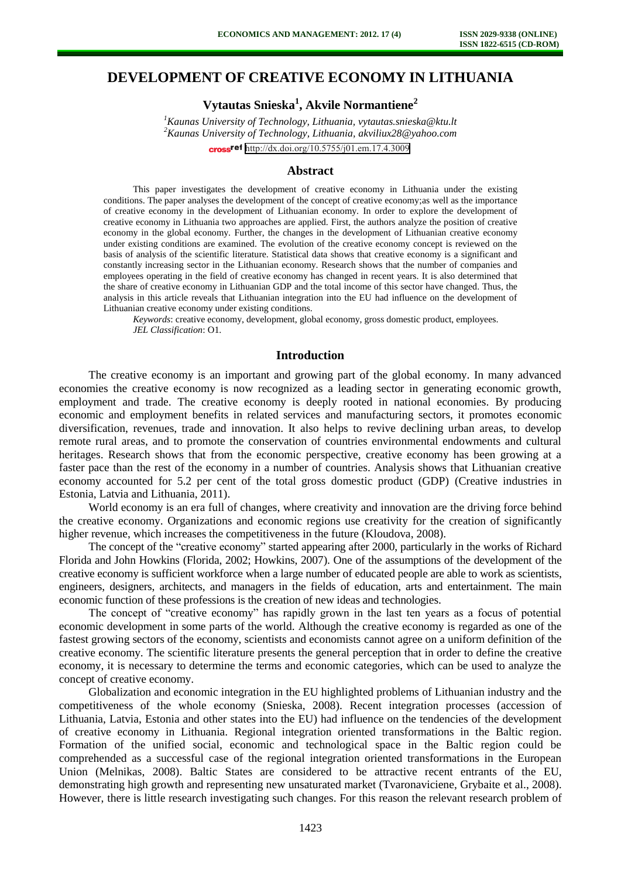# DEVELOPMENT OF CREATIVE ECONOMY IN LITHUANIA

**Vytautas Snieska[1], Akvile Normantiene[2]**

[1]*Kaunas University of Technology, Lithuania, vytautas.snieska@ktu.lt*
[2]*Kaunas University of Technology, Lithuania, akviliux28@yahoo.com*

http://dx.doi.org/10.5755/j01.em.17.4.3009

## Abstract

This paper investigates the development of creative economy in Lithuania under the existing conditions. The paper analyses the development of the concept of creative economy;as well as the importance of creative economy in the development of Lithuanian economy. In order to explore the development of creative economy in Lithuania two approaches are applied. First, the authors analyze the position of creative economy in the global economy. Further, the changes in the development of Lithuanian creative economy under existing conditions are examined. The evolution of the creative economy concept is reviewed on the basis of analysis of the scientific literature. Statistical data shows that creative economy is a significant and constantly increasing sector in the Lithuanian economy. Research shows that the number of companies and employees operating in the field of creative economy has changed in recent years. It is also determined that the share of creative economy in Lithuanian GDP and the total income of this sector have changed. Thus, the analysis in this article reveals that Lithuanian integration into the EU had influence on the development of Lithuanian creative economy under existing conditions.

*Keywords*: creative economy, development, global economy, gross domestic product, employees.
*JEL Classification*: O1.

## Introduction

The creative economy is an important and growing part of the global economy. In many advanced economies the creative economy is now recognized as a leading sector in generating economic growth, employment and trade. The creative economy is deeply rooted in national economies. By producing economic and employment benefits in related services and manufacturing sectors, it promotes economic diversification, revenues, trade and innovation. It also helps to revive declining urban areas, to develop remote rural areas, and to promote the conservation of countries environmental endowments and cultural heritages. Research shows that from the economic perspective, creative economy has been growing at a faster pace than the rest of the economy in a number of countries. Analysis shows that Lithuanian creative economy accounted for 5.2 per cent of the total gross domestic product (GDP) (Creative industries in Estonia, Latvia and Lithuania, 2011).

World economy is an era full of changes, where creativity and innovation are the driving force behind the creative economy. Organizations and economic regions use creativity for the creation of significantly higher revenue, which increases the competitiveness in the future (Kloudova, 2008).

The concept of the "creative economy" started appearing after 2000, particularly in the works of Richard Florida and John Howkins (Florida, 2002; Howkins, 2007). One of the assumptions of the development of the creative economy is sufficient workforce when a large number of educated people are able to work as scientists, engineers, designers, architects, and managers in the fields of education, arts and entertainment. The main economic function of these professions is the creation of new ideas and technologies.

The concept of "creative economy" has rapidly grown in the last ten years as a focus of potential economic development in some parts of the world. Although the creative economy is regarded as one of the fastest growing sectors of the economy, scientists and economists cannot agree on a uniform definition of the creative economy. The scientific literature presents the general perception that in order to define the creative economy, it is necessary to determine the terms and economic categories, which can be used to analyze the concept of creative economy.

Globalization and economic integration in the EU highlighted problems of Lithuanian industry and the competitiveness of the whole economy (Snieska, 2008). Recent integration processes (accession of Lithuania, Latvia, Estonia and other states into the EU) had influence on the tendencies of the development of creative economy in Lithuania. Regional integration oriented transformations in the Baltic region. Formation of the unified social, economic and technological space in the Baltic region could be comprehended as a successful case of the regional integration oriented transformations in the European Union (Melnikas, 2008). Baltic States are considered to be attractive recent entrants of the EU, demonstrating high growth and representing new unsaturated market (Tvaronaviciene, Grybaite et al., 2008). However, there is little research investigating such changes. For this reason the relevant research problem of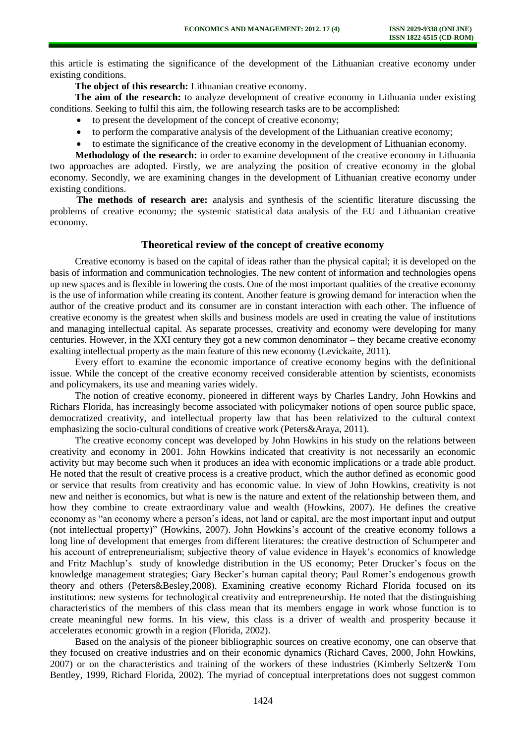this article is estimating the significance of the development of the Lithuanian creative economy under existing conditions.

**The object of this research:** Lithuanian creative economy.

**The aim of the research:** to analyze development of creative economy in Lithuania under existing conditions. Seeking to fulfil this aim, the following research tasks are to be accomplished:

- to present the development of the concept of creative economy;
- to perform the comparative analysis of the development of the Lithuanian creative economy;
- to estimate the significance of the creative economy in the development of Lithuanian economy.

**Methodology of the research:** in order to examine development of the creative economy in Lithuania two approaches are adopted. Firstly, we are analyzing the position of creative economy in the global economy. Secondly, we are examining changes in the development of Lithuanian creative economy under existing conditions.

**The methods of research are:** analysis and synthesis of the scientific literature discussing the problems of creative economy; the systemic statistical data analysis of the EU and Lithuanian creative economy.

## Theoretical review of the concept of creative economy

Creative economy is based on the capital of ideas rather than the physical capital; it is developed on the basis of information and communication technologies. The new content of information and technologies opens up new spaces and is flexible in lowering the costs. One of the most important qualities for the creative economy is the use of information while creating its content. Another feature is growing demand for interaction when the author of the creative product and its consumer are in constant interaction with each other. The influence of creative economy is the greatest when skills and business models are used in creating the value of institutions and managing intellectual capital. As separate processes, creativity and economy were developing for many centuries. However, in the XXI century they got a new common denominator – they became creative economy exalting intellectual property as the main feature of this new economy (Levickaite, 2011).

Every effort to examine the economic importance of creative economy begins with the definitional issue. While the concept of the creative economy received considerable attention by scientists, economists and policymakers, its use and meaning varies widely.

The notion of creative economy, pioneered in different ways by Charles Landry, John Howkins and Richars Florida, has increasingly become associated with policymaker notions of open source public space, democratized creativity, and intellectual property law that has been relativized to the cultural context emphasizing the socio-cultural conditions of creative work (Peters&Araya, 2011).

The creative economy concept was developed by John Howkins in his study on the relations between creativity and economy in 2001. John Howkins indicated that creativity is not necessarily an economic activity but may become such when it produces an idea with economic implications or a trade able product. He noted that the result of creative process is a creative product, which the author defined as economic good or service that results from creativity and has economic value. In view of John Howkins, creativity is not new and neither is economics, but what is new is the nature and extent of the relationship between them, and how they combine to create extraordinary value and wealth (Howkins, 2007). He defines the creative economy as "an economy where a person's ideas, not land or capital, are the most important input and output (not intellectual property)" (Howkins, 2007). John Howkins's account of the creative economy follows a long line of development that emerges from different literatures: the creative destruction of Schumpeter and his account of entrepreneurialism; subjective theory of value evidence in Hayek's economics of knowledge and Fritz Machlup's study of knowledge distribution in the US economy; Peter Drucker's focus on the knowledge management strategies; Gary Becker's human capital theory; Paul Romer's endogenous growth theory and others (Peters&Besley,2008). Examining creative economy Richard Florida focused on its institutions: new systems for technological creativity and entrepreneurship. He noted that the distinguishing characteristics of the members of this class mean that its members engage in work whose function is to create meaningful new forms. In his view, this class is a driver of wealth and prosperity because it accelerates economic growth in a region (Florida, 2002).

Based on the analysis of the pioneer bibliographic sources on creative economy, one can observe that they focused on creative industries and on their economic dynamics (Richard Caves, 2000, John Howkins, 2007) or on the characteristics and training of the workers of these industries (Kimberly Seltzer& Tom Bentley, 1999, Richard Florida, 2002). The myriad of conceptual interpretations does not suggest common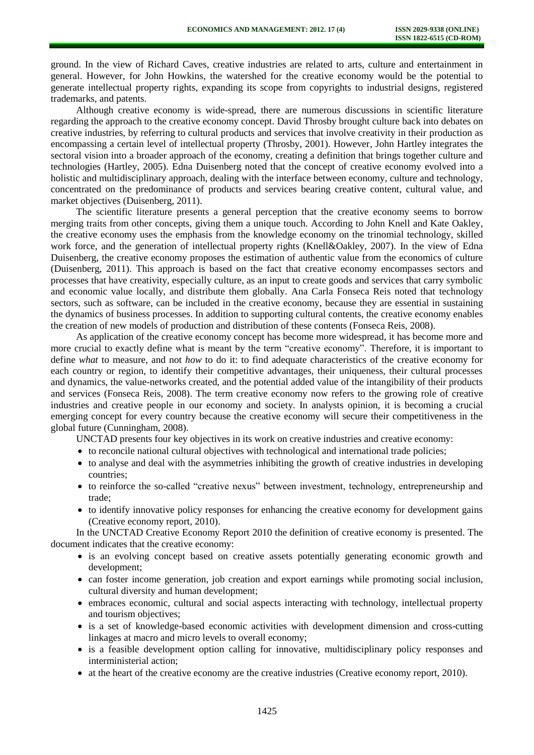ground. In the view of Richard Caves, creative industries are related to arts, culture and entertainment in general. However, for John Howkins, the watershed for the creative economy would be the potential to generate intellectual property rights, expanding its scope from copyrights to industrial designs, registered trademarks, and patents.

Although creative economy is wide-spread, there are numerous discussions in scientific literature regarding the approach to the creative economy concept. David Throsby brought culture back into debates on creative industries, by referring to cultural products and services that involve creativity in their production as encompassing a certain level of intellectual property (Throsby, 2001). However, John Hartley integrates the sectoral vision into a broader approach of the economy, creating a definition that brings together culture and technologies (Hartley, 2005). Edna Duisenberg noted that the concept of creative economy evolved into a holistic and multidisciplinary approach, dealing with the interface between economy, culture and technology, concentrated on the predominance of products and services bearing creative content, cultural value, and market objectives (Duisenberg, 2011).

The scientific literature presents a general perception that the creative economy seems to borrow merging traits from other concepts, giving them a unique touch. According to John Knell and Kate Oakley, the creative economy uses the emphasis from the knowledge economy on the trinomial technology, skilled work force, and the generation of intellectual property rights (Knell&Oakley, 2007). In the view of Edna Duisenberg, the creative economy proposes the estimation of authentic value from the economics of culture (Duisenberg, 2011). This approach is based on the fact that creative economy encompasses sectors and processes that have creativity, especially culture, as an input to create goods and services that carry symbolic and economic value locally, and distribute them globally. Ana Carla Fonseca Reis noted that technology sectors, such as software, can be included in the creative economy, because they are essential in sustaining the dynamics of business processes. In addition to supporting cultural contents, the creative economy enables the creation of new models of production and distribution of these contents (Fonseca Reis, 2008).

As application of the creative economy concept has become more widespread, it has become more and more crucial to exactly define what is meant by the term "creative economy". Therefore, it is important to define *what* to measure, and not *how* to do it: to find adequate characteristics of the creative economy for each country or region, to identify their competitive advantages, their uniqueness, their cultural processes and dynamics, the value-networks created, and the potential added value of the intangibility of their products and services (Fonseca Reis, 2008). The term creative economy now refers to the growing role of creative industries and creative people in our economy and society. In analysts opinion, it is becoming a crucial emerging concept for every country because the creative economy will secure their competitiveness in the global future (Cunningham, 2008).

UNCTAD presents four key objectives in its work on creative industries and creative economy:

- to reconcile national cultural objectives with technological and international trade policies;
- to analyse and deal with the asymmetries inhibiting the growth of creative industries in developing countries;
- to reinforce the so-called "creative nexus" between investment, technology, entrepreneurship and trade;
- to identify innovative policy responses for enhancing the creative economy for development gains (Creative economy report, 2010).

In the UNCTAD Creative Economy Report 2010 the definition of creative economy is presented. The document indicates that the creative economy:

- is an evolving concept based on creative assets potentially generating economic growth and development;
- can foster income generation, job creation and export earnings while promoting social inclusion, cultural diversity and human development;
- embraces economic, cultural and social aspects interacting with technology, intellectual property and tourism objectives;
- is a set of knowledge-based economic activities with development dimension and cross-cutting linkages at macro and micro levels to overall economy;
- is a feasible development option calling for innovative, multidisciplinary policy responses and interministerial action;
- at the heart of the creative economy are the creative industries (Creative economy report, 2010).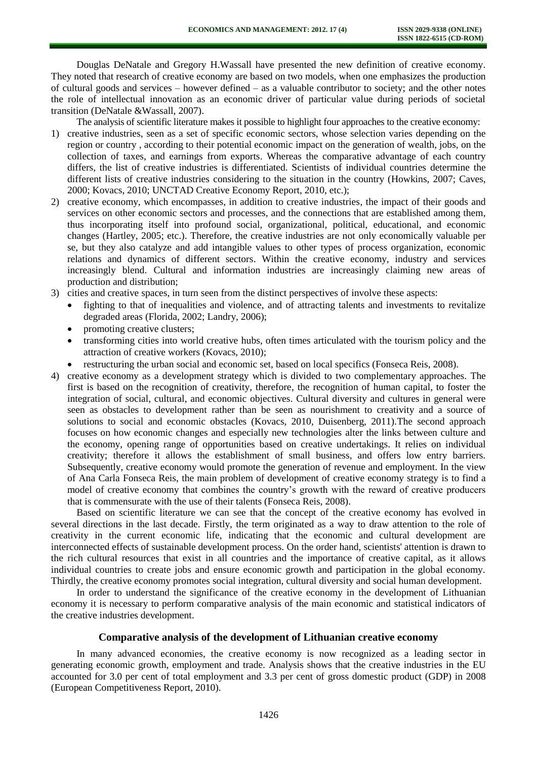Douglas DeNatale and Gregory H.Wassall have presented the new definition of creative economy. They noted that research of creative economy are based on two models, when one emphasizes the production of cultural goods and services – however defined – as a valuable contributor to society; and the other notes the role of intellectual innovation as an economic driver of particular value during periods of societal transition (DeNatale &Wassall, 2007).

The analysis of scientific literature makes it possible to highlight four approaches to the creative economy:

1) creative industries, seen as a set of specific economic sectors, whose selection varies depending on the region or country , according to their potential economic impact on the generation of wealth, jobs, on the collection of taxes, and earnings from exports. Whereas the comparative advantage of each country differs, the list of creative industries is differentiated. Scientists of individual countries determine the different lists of creative industries considering to the situation in the country (Howkins, 2007; Caves, 2000; Kovacs, 2010; UNCTAD Creative Economy Report, 2010, etc.);
2) creative economy, which encompasses, in addition to creative industries, the impact of their goods and services on other economic sectors and processes, and the connections that are established among them, thus incorporating itself into profound social, organizational, political, educational, and economic changes (Hartley, 2005; etc.). Therefore, the creative industries are not only economically valuable per se, but they also catalyze and add intangible values to other types of process organization, economic relations and dynamics of different sectors. Within the creative economy, industry and services increasingly blend. Cultural and information industries are increasingly claiming new areas of production and distribution;
3) cities and creative spaces, in turn seen from the distinct perspectives of involve these aspects:
   - fighting to that of inequalities and violence, and of attracting talents and investments to revitalize degraded areas (Florida, 2002; Landry, 2006);
   - promoting creative clusters;
   - transforming cities into world creative hubs, often times articulated with the tourism policy and the attraction of creative workers (Kovacs, 2010);
   - restructuring the urban social and economic set, based on local specifics (Fonseca Reis, 2008).
4) creative economy as a development strategy which is divided to two complementary approaches. The first is based on the recognition of creativity, therefore, the recognition of human capital, to foster the integration of social, cultural, and economic objectives. Cultural diversity and cultures in general were seen as obstacles to development rather than be seen as nourishment to creativity and a source of solutions to social and economic obstacles (Kovacs, 2010, Duisenberg, 2011).The second approach focuses on how economic changes and especially new technologies alter the links between culture and the economy, opening range of opportunities based on creative undertakings. It relies on individual creativity; therefore it allows the establishment of small business, and offers low entry barriers. Subsequently, creative economy would promote the generation of revenue and employment. In the view of Ana Carla Fonseca Reis, the main problem of development of creative economy strategy is to find a model of creative economy that combines the country's growth with the reward of creative producers that is commensurate with the use of their talents (Fonseca Reis, 2008).

Based on scientific literature we can see that the concept of the creative economy has evolved in several directions in the last decade. Firstly, the term originated as a way to draw attention to the role of creativity in the current economic life, indicating that the economic and cultural development are interconnected effects of sustainable development process. On the order hand, scientists' attention is drawn to the rich cultural resources that exist in all countries and the importance of creative capital, as it allows individual countries to create jobs and ensure economic growth and participation in the global economy. Thirdly, the creative economy promotes social integration, cultural diversity and social human development.

In order to understand the significance of the creative economy in the development of Lithuanian economy it is necessary to perform comparative analysis of the main economic and statistical indicators of the creative industries development.

## Comparative analysis of the development of Lithuanian creative economy

In many advanced economies, the creative economy is now recognized as a leading sector in generating economic growth, employment and trade. Analysis shows that the creative industries in the EU accounted for 3.0 per cent of total employment and 3.3 per cent of gross domestic product (GDP) in 2008 (European Competitiveness Report, 2010).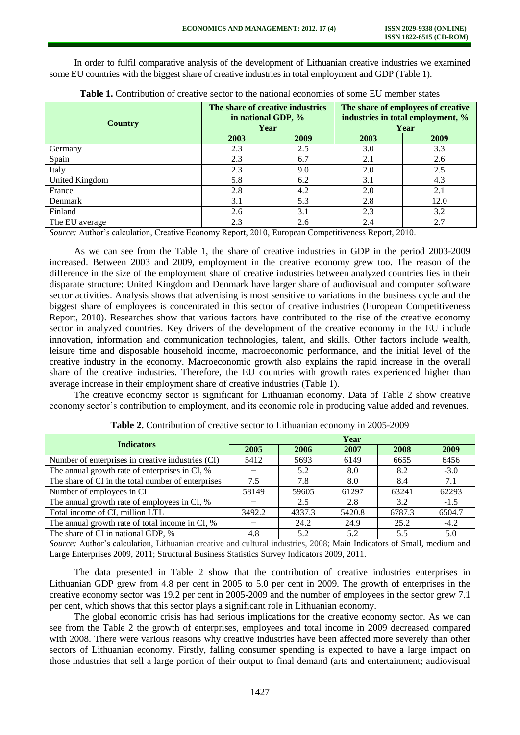In order to fulfil comparative analysis of the development of Lithuanian creative industries we examined some EU countries with the biggest share of creative industries in total employment and GDP (Table 1).

**Table 1.** Contribution of creative sector to the national economies of some EU member states

| Country | The share of creative industries in national GDP, % | | The share of employees of creative industries in total employment, % | |
|---|---|---|---|---|
| | Year | | Year | |
| | 2003 | 2009 | 2003 | 2009 |
| Germany | 2.3 | 2.5 | 3.0 | 3.3 |
| Spain | 2.3 | 6.7 | 2.1 | 2.6 |
| Italy | 2.3 | 9.0 | 2.0 | 2.5 |
| United Kingdom | 5.8 | 6.2 | 3.1 | 4.3 |
| France | 2.8 | 4.2 | 2.0 | 2.1 |
| Denmark | 3.1 | 5.3 | 2.8 | 12.0 |
| Finland | 2.6 | 3.1 | 2.3 | 3.2 |
| The EU average | 2.3 | 2.6 | 2.4 | 2.7 |

*Source:* Author's calculation, Creative Economy Report, 2010, European Competitiveness Report, 2010.

As we can see from the Table 1, the share of creative industries in GDP in the period 2003-2009 increased. Between 2003 and 2009, employment in the creative economy grew too. The reason of the difference in the size of the employment share of creative industries between analyzed countries lies in their disparate structure: United Kingdom and Denmark have larger share of audiovisual and computer software sector activities. Analysis shows that advertising is most sensitive to variations in the business cycle and the biggest share of employees is concentrated in this sector of creative industries (European Competitiveness Report, 2010). Researches show that various factors have contributed to the rise of the creative economy sector in analyzed countries. Key drivers of the development of the creative economy in the EU include innovation, information and communication technologies, talent, and skills. Other factors include wealth, leisure time and disposable household income, macroeconomic performance, and the initial level of the creative industry in the economy. Macroeconomic growth also explains the rapid increase in the overall share of the creative industries. Therefore, the EU countries with growth rates experienced higher than average increase in their employment share of creative industries (Table 1).

The creative economy sector is significant for Lithuanian economy. Data of Table 2 show creative economy sector's contribution to employment, and its economic role in producing value added and revenues.

**Table 2.** Contribution of creative sector to Lithuanian economy in 2005-2009

| Indicators | Year | | | | |
|---|---|---|---|---|---|
| | 2005 | 2006 | 2007 | 2008 | 2009 |
| Number of enterprises in creative industries (CI) | 5412 | 5693 | 6149 | 6655 | 6456 |
| The annual growth rate of enterprises in CI, % | – | 5.2 | 8.0 | 8.2 | -3.0 |
| The share of CI in the total number of enterprises | 7.5 | 7.8 | 8.0 | 8.4 | 7.1 |
| Number of employees in CI | 58149 | 59605 | 61297 | 63241 | 62293 |
| The annual growth rate of employees in CI, % | – | 2.5 | 2.8 | 3.2 | -1.5 |
| Total income of CI, million LTL | 3492.2 | 4337.3 | 5420.8 | 6787.3 | 6504.7 |
| The annual growth rate of total income in CI, % | – | 24.2 | 24.9 | 25.2 | -4.2 |
| The share of CI in national GDP, % | 4.8 | 5.2 | 5.2 | 5.5 | 5.0 |

*Source:* Author's calculation, Lithuanian creative and cultural industries, 2008; Main Indicators of Small, medium and Large Enterprises 2009, 2011; Structural Business Statistics Survey Indicators 2009, 2011.

The data presented in Table 2 show that the contribution of creative industries enterprises in Lithuanian GDP grew from 4.8 per cent in 2005 to 5.0 per cent in 2009. The growth of enterprises in the creative economy sector was 19.2 per cent in 2005-2009 and the number of employees in the sector grew 7.1 per cent, which shows that this sector plays a significant role in Lithuanian economy.

The global economic crisis has had serious implications for the creative economy sector. As we can see from the Table 2 the growth of enterprises, employees and total income in 2009 decreased compared with 2008. There were various reasons why creative industries have been affected more severely than other sectors of Lithuanian economy. Firstly, falling consumer spending is expected to have a large impact on those industries that sell a large portion of their output to final demand (arts and entertainment; audiovisual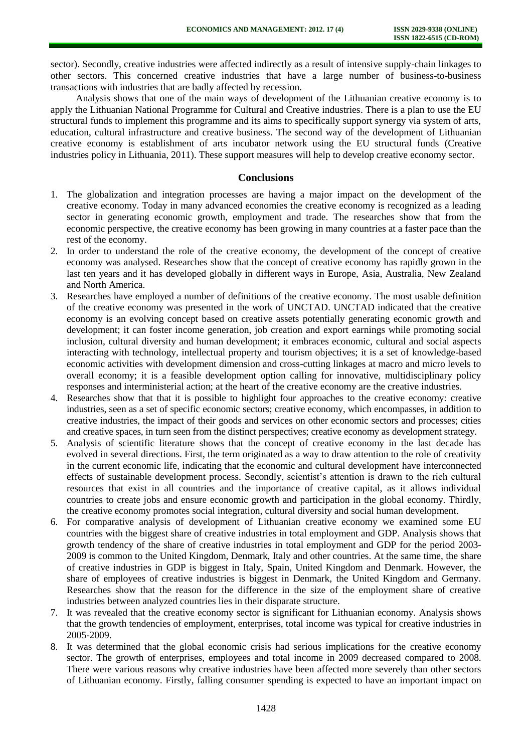sector). Secondly, creative industries were affected indirectly as a result of intensive supply-chain linkages to other sectors. This concerned creative industries that have a large number of business-to-business transactions with industries that are badly affected by recession.

Analysis shows that one of the main ways of development of the Lithuanian creative economy is to apply the Lithuanian National Programme for Cultural and Creative industries. There is a plan to use the EU structural funds to implement this programme and its aims to specifically support synergy via system of arts, education, cultural infrastructure and creative business. The second way of the development of Lithuanian creative economy is establishment of arts incubator network using the EU structural funds (Creative industries policy in Lithuania, 2011). These support measures will help to develop creative economy sector.

## Conclusions

1. The globalization and integration processes are having a major impact on the development of the creative economy. Today in many advanced economies the creative economy is recognized as a leading sector in generating economic growth, employment and trade. The researches show that from the economic perspective, the creative economy has been growing in many countries at a faster pace than the rest of the economy.
2. In order to understand the role of the creative economy, the development of the concept of creative economy was analysed. Researches show that the concept of creative economy has rapidly grown in the last ten years and it has developed globally in different ways in Europe, Asia, Australia, New Zealand and North America.
3. Researches have employed a number of definitions of the creative economy. The most usable definition of the creative economy was presented in the work of UNCTAD. UNCTAD indicated that the creative economy is an evolving concept based on creative assets potentially generating economic growth and development; it can foster income generation, job creation and export earnings while promoting social inclusion, cultural diversity and human development; it embraces economic, cultural and social aspects interacting with technology, intellectual property and tourism objectives; it is a set of knowledge-based economic activities with development dimension and cross-cutting linkages at macro and micro levels to overall economy; it is a feasible development option calling for innovative, multidisciplinary policy responses and interministerial action; at the heart of the creative economy are the creative industries.
4. Researches show that that it is possible to highlight four approaches to the creative economy: creative industries, seen as a set of specific economic sectors; creative economy, which encompasses, in addition to creative industries, the impact of their goods and services on other economic sectors and processes; cities and creative spaces, in turn seen from the distinct perspectives; creative economy as development strategy.
5. Analysis of scientific literature shows that the concept of creative economy in the last decade has evolved in several directions. First, the term originated as a way to draw attention to the role of creativity in the current economic life, indicating that the economic and cultural development have interconnected effects of sustainable development process. Secondly, scientist's attention is drawn to the rich cultural resources that exist in all countries and the importance of creative capital, as it allows individual countries to create jobs and ensure economic growth and participation in the global economy. Thirdly, the creative economy promotes social integration, cultural diversity and social human development.
6. For comparative analysis of development of Lithuanian creative economy we examined some EU countries with the biggest share of creative industries in total employment and GDP. Analysis shows that growth tendency of the share of creative industries in total employment and GDP for the period 2003-2009 is common to the United Kingdom, Denmark, Italy and other countries. At the same time, the share of creative industries in GDP is biggest in Italy, Spain, United Kingdom and Denmark. However, the share of employees of creative industries is biggest in Denmark, the United Kingdom and Germany. Researches show that the reason for the difference in the size of the employment share of creative industries between analyzed countries lies in their disparate structure.
7. It was revealed that the creative economy sector is significant for Lithuanian economy. Analysis shows that the growth tendencies of employment, enterprises, total income was typical for creative industries in 2005-2009.
8. It was determined that the global economic crisis had serious implications for the creative economy sector. The growth of enterprises, employees and total income in 2009 decreased compared to 2008. There were various reasons why creative industries have been affected more severely than other sectors of Lithuanian economy. Firstly, falling consumer spending is expected to have an important impact on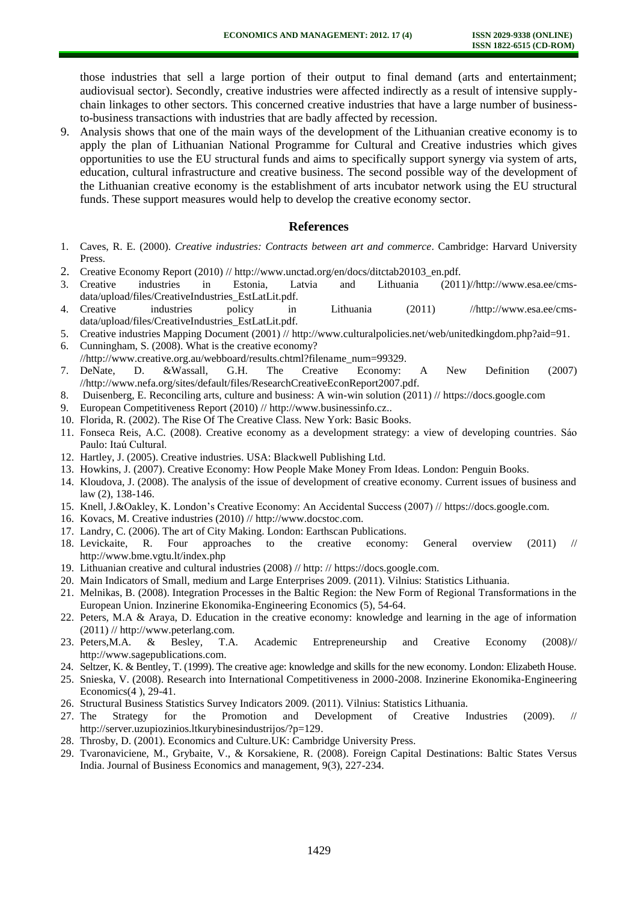those industries that sell a large portion of their output to final demand (arts and entertainment; audiovisual sector). Secondly, creative industries were affected indirectly as a result of intensive supply-chain linkages to other sectors. This concerned creative industries that have a large number of business-to-business transactions with industries that are badly affected by recession.

9. Analysis shows that one of the main ways of the development of the Lithuanian creative economy is to apply the plan of Lithuanian National Programme for Cultural and Creative industries which gives opportunities to use the EU structural funds and aims to specifically support synergy via system of arts, education, cultural infrastructure and creative business. The second possible way of the development of the Lithuanian creative economy is the establishment of arts incubator network using the EU structural funds. These support measures would help to develop the creative economy sector.

## References

1. Caves, R. E. (2000). *Creative industries: Contracts between art and commerce*. Cambridge: Harvard University Press.
2. Creative Economy Report (2010) // http://www.unctad.org/en/docs/ditctab20103_en.pdf.
3. Creative industries in Estonia, Latvia and Lithuania (2011)//http://www.esa.ee/cms-data/upload/files/CreativeIndustries_EstLatLit.pdf.
4. Creative industries policy in Lithuania (2011) //http://www.esa.ee/cms-data/upload/files/CreativeIndustries_EstLatLit.pdf.
5. Creative industries Mapping Document (2001) // http://www.culturalpolicies.net/web/unitedkingdom.php?aid=91.
6. Cunningham, S. (2008). What is the creative economy? //http://www.creative.org.au/webboard/results.chtml?filename_num=99329.
7. DeNate, D. &Wassall, G.H. The Creative Economy: A New Definition (2007) //http://www.nefa.org/sites/default/files/ResearchCreativeEconReport2007.pdf.
8. Duisenberg, E. Reconciling arts, culture and business: A win-win solution (2011) // https://docs.google.com
9. European Competitiveness Report (2010) // http://www.businessinfo.cz..
10. Florida, R. (2002). The Rise Of The Creative Class. New York: Basic Books.
11. Fonseca Reis, A.C. (2008). Creative economy as a development strategy: a view of developing countries. Sáo Paulo: Itaú Cultural.
12. Hartley, J. (2005). Creative industries. USA: Blackwell Publishing Ltd.
13. Howkins, J. (2007). Creative Economy: How People Make Money From Ideas. London: Penguin Books.
14. Kloudova, J. (2008). The analysis of the issue of development of creative economy. Current issues of business and law (2), 138-146.
15. Knell, J.&Oakley, K. London's Creative Economy: An Accidental Success (2007) // https://docs.google.com.
16. Kovacs, M. Creative industries (2010) // http://www.docstoc.com.
17. Landry, C. (2006). The art of City Making. London: Earthscan Publications.
18. Levickaite, R. Four approaches to the creative economy: General overview (2011) // http://www.bme.vgtu.lt/index.php
19. Lithuanian creative and cultural industries (2008) // http: // https://docs.google.com.
20. Main Indicators of Small, medium and Large Enterprises 2009. (2011). Vilnius: Statistics Lithuania.
21. Melnikas, B. (2008). Integration Processes in the Baltic Region: the New Form of Regional Transformations in the European Union. Inzinerine Ekonomika-Engineering Economics (5), 54-64.
22. Peters, M.A & Araya, D. Education in the creative economy: knowledge and learning in the age of information (2011) // http://www.peterlang.com.
23. Peters,M.A. & Besley, T.A. Academic Entrepreneurship and Creative Economy (2008)// http://www.sagepublications.com.
24. Seltzer, K. & Bentley, T. (1999). The creative age: knowledge and skills for the new economy. London: Elizabeth House.
25. Snieska, V. (2008). Research into International Competitiveness in 2000-2008. Inzinerine Ekonomika-Engineering Economics(4 ), 29-41.
26. Structural Business Statistics Survey Indicators 2009. (2011). Vilnius: Statistics Lithuania.
27. The Strategy for the Promotion and Development of Creative Industries (2009). // http://server.uzupiozinios.ltkurybinesindustrijos/?p=129.
28. Throsby, D. (2001). Economics and Culture.UK: Cambridge University Press.
29. Tvaronaviciene, M., Grybaite, V., & Korsakiene, R. (2008). Foreign Capital Destinations: Baltic States Versus India. Journal of Business Economics and management, 9(3), 227-234.